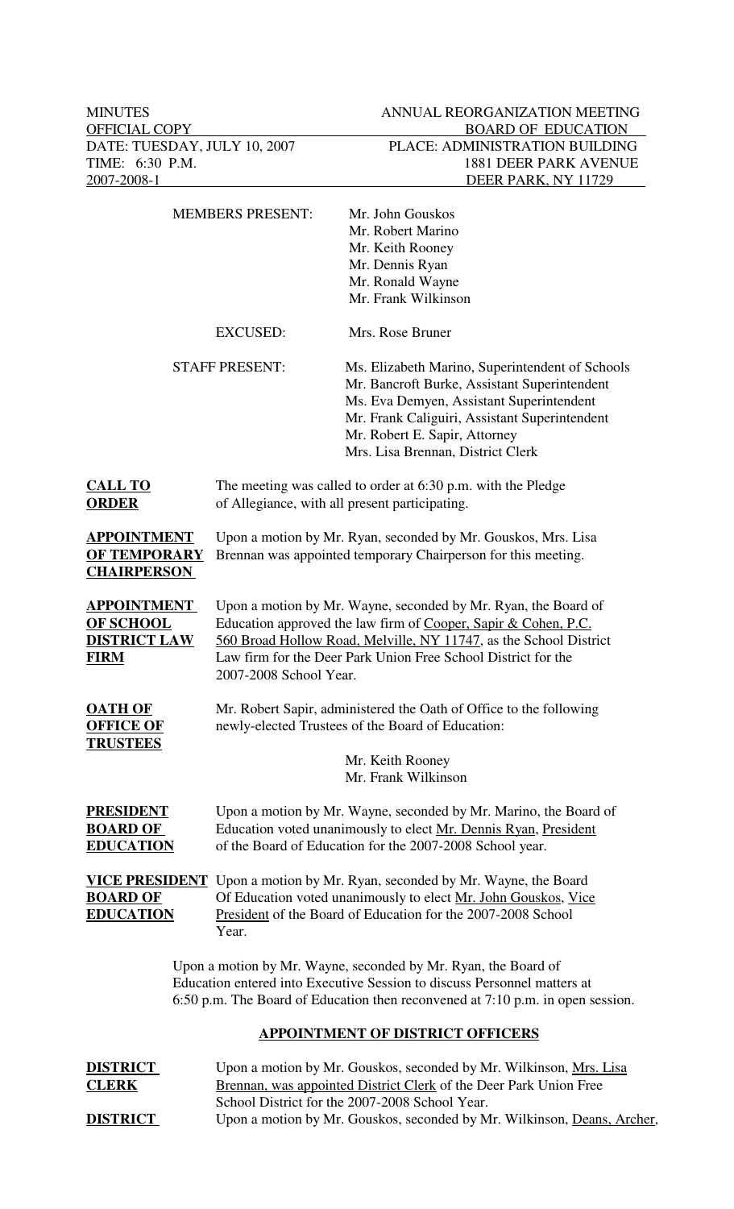MINUTES | ANNUAL REORGANIZATION MEETING
OFFICIAL COPY | BOARD OF EDUCATION
DATE: TUESDAY, JULY 10, 2007 | PLACE: ADMINISTRATION BUILDING
TIME: 6:30 P.M. | 1881 DEER PARK AVENUE
2007-2008-1 | DEER PARK, NY 11729

MEMBERS PRESENT:
Mr. John Gouskos
Mr. Robert Marino
Mr. Keith Rooney
Mr. Dennis Ryan
Mr. Ronald Wayne
Mr. Frank Wilkinson

EXCUSED: Mrs. Rose Bruner

STAFF PRESENT:
Ms. Elizabeth Marino, Superintendent of Schools
Mr. Bancroft Burke, Assistant Superintendent
Ms. Eva Demyen, Assistant Superintendent
Mr. Frank Caliguiri, Assistant Superintendent
Mr. Robert E. Sapir, Attorney
Mrs. Lisa Brennan, District Clerk

**CALL TO ORDER**
The meeting was called to order at 6:30 p.m. with the Pledge of Allegiance, with all present participating.

**APPOINTMENT OF TEMPORARY CHAIRPERSON**
Upon a motion by Mr. Ryan, seconded by Mr. Gouskos, Mrs. Lisa Brennan was appointed temporary Chairperson for this meeting.

**APPOINTMENT OF SCHOOL DISTRICT LAW FIRM**
Upon a motion by Mr. Wayne, seconded by Mr. Ryan, the Board of Education approved the law firm of Cooper, Sapir & Cohen, P.C. 560 Broad Hollow Road, Melville, NY 11747, as the School District Law firm for the Deer Park Union Free School District for the 2007-2008 School Year.

**OATH OF OFFICE OF TRUSTEES**
Mr. Robert Sapir, administered the Oath of Office to the following newly-elected Trustees of the Board of Education:

Mr. Keith Rooney
Mr. Frank Wilkinson

**PRESIDENT BOARD OF EDUCATION**
Upon a motion by Mr. Wayne, seconded by Mr. Marino, the Board of Education voted unanimously to elect Mr. Dennis Ryan, President of the Board of Education for the 2007-2008 School year.

**VICE PRESIDENT BOARD OF EDUCATION**
Upon a motion by Mr. Ryan, seconded by Mr. Wayne, the Board Of Education voted unanimously to elect Mr. John Gouskos, Vice President of the Board of Education for the 2007-2008 School Year.

Upon a motion by Mr. Wayne, seconded by Mr. Ryan, the Board of Education entered into Executive Session to discuss Personnel matters at 6:50 p.m. The Board of Education then reconvened at 7:10 p.m. in open session.

## APPOINTMENT OF DISTRICT OFFICERS

**DISTRICT CLERK**
Upon a motion by Mr. Gouskos, seconded by Mr. Wilkinson, Mrs. Lisa Brennan, was appointed District Clerk of the Deer Park Union Free School District for the 2007-2008 School Year.

**DISTRICT**
Upon a motion by Mr. Gouskos, seconded by Mr. Wilkinson, Deans, Archer,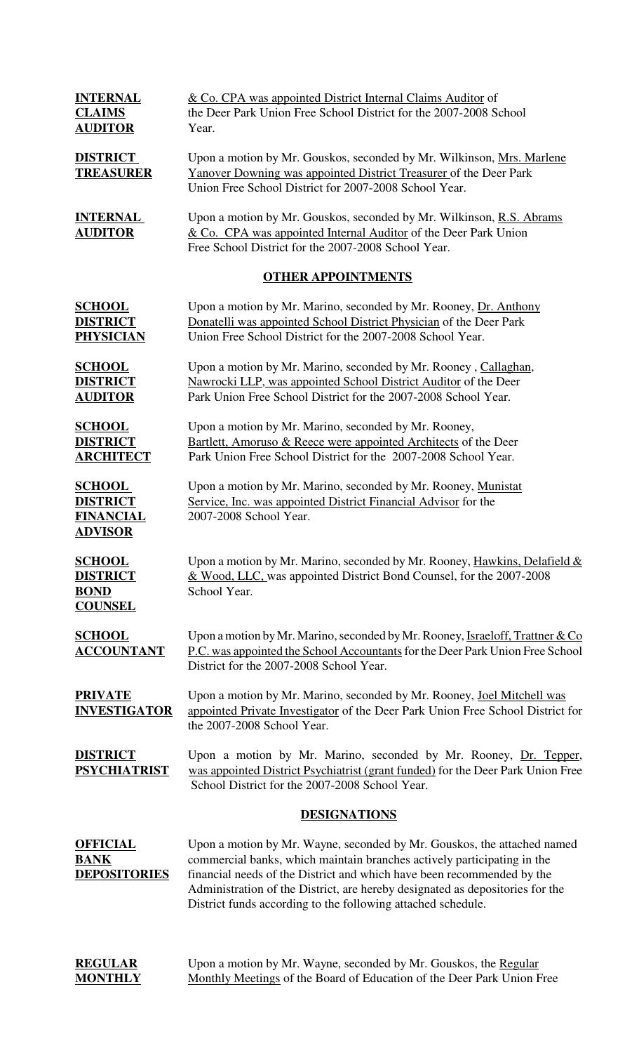**INTERNAL CLAIMS AUDITOR** & Co. CPA was appointed District Internal Claims Auditor of the Deer Park Union Free School District for the 2007-2008 School Year.

**DISTRICT TREASURER** Upon a motion by Mr. Gouskos, seconded by Mr. Wilkinson, Mrs. Marlene Yanover Downing was appointed District Treasurer of the Deer Park Union Free School District for 2007-2008 School Year.

**INTERNAL AUDITOR** Upon a motion by Mr. Gouskos, seconded by Mr. Wilkinson, R.S. Abrams & Co. CPA was appointed Internal Auditor of the Deer Park Union Free School District for the 2007-2008 School Year.

## OTHER APPOINTMENTS

**SCHOOL DISTRICT PHYSICIAN** Upon a motion by Mr. Marino, seconded by Mr. Rooney, Dr. Anthony Donatelli was appointed School District Physician of the Deer Park Union Free School District for the 2007-2008 School Year.

**SCHOOL DISTRICT AUDITOR** Upon a motion by Mr. Marino, seconded by Mr. Rooney , Callaghan, Nawrocki LLP, was appointed School District Auditor of the Deer Park Union Free School District for the 2007-2008 School Year.

**SCHOOL DISTRICT ARCHITECT** Upon a motion by Mr. Marino, seconded by Mr. Rooney, Bartlett, Amoruso & Reece were appointed Architects of the Deer Park Union Free School District for the 2007-2008 School Year.

**SCHOOL DISTRICT FINANCIAL ADVISOR** Upon a motion by Mr. Marino, seconded by Mr. Rooney, Munistat Service, Inc. was appointed District Financial Advisor for the 2007-2008 School Year.

**SCHOOL DISTRICT BOND COUNSEL** Upon a motion by Mr. Marino, seconded by Mr. Rooney, Hawkins, Delafield & & Wood, LLC, was appointed District Bond Counsel, for the 2007-2008 School Year.

**SCHOOL ACCOUNTANT** Upon a motion by Mr. Marino, seconded by Mr. Rooney, Israeloff, Trattner & Co P.C. was appointed the School Accountants for the Deer Park Union Free School District for the 2007-2008 School Year.

**PRIVATE INVESTIGATOR** Upon a motion by Mr. Marino, seconded by Mr. Rooney, Joel Mitchell was appointed Private Investigator of the Deer Park Union Free School District for the 2007-2008 School Year.

**DISTRICT PSYCHIATRIST** Upon a motion by Mr. Marino, seconded by Mr. Rooney, Dr. Tepper, was appointed District Psychiatrist (grant funded) for the Deer Park Union Free School District for the 2007-2008 School Year.

## DESIGNATIONS

**OFFICIAL BANK DEPOSITORIES** Upon a motion by Mr. Wayne, seconded by Mr. Gouskos, the attached named commercial banks, which maintain branches actively participating in the financial needs of the District and which have been recommended by the Administration of the District, are hereby designated as depositories for the District funds according to the following attached schedule.

**REGULAR MONTHLY** Upon a motion by Mr. Wayne, seconded by Mr. Gouskos, the Regular Monthly Meetings of the Board of Education of the Deer Park Union Free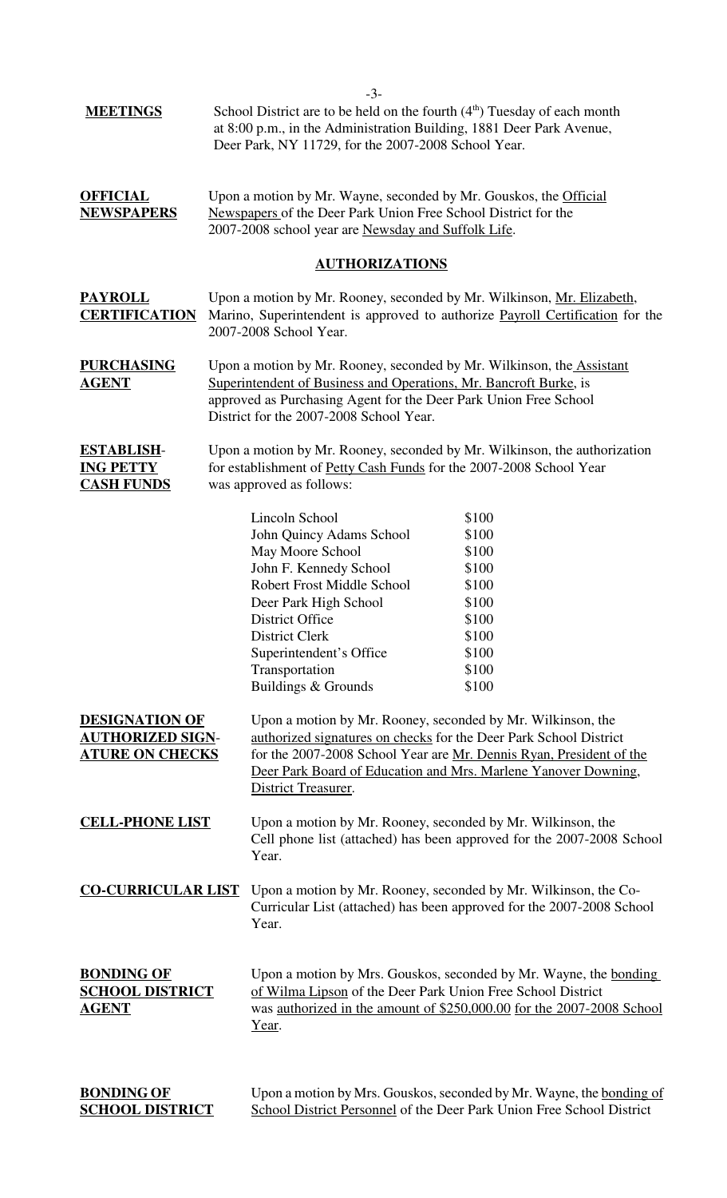**MEETINGS** School District are to be held on the fourth (4th) Tuesday of each month at 8:00 p.m., in the Administration Building, 1881 Deer Park Avenue, Deer Park, NY 11729, for the 2007-2008 School Year.

**OFFICIAL NEWSPAPERS** Upon a motion by Mr. Wayne, seconded by Mr. Gouskos, the Official Newspapers of the Deer Park Union Free School District for the 2007-2008 school year are Newsday and Suffolk Life.

## AUTHORIZATIONS

**PAYROLL CERTIFICATION** Upon a motion by Mr. Rooney, seconded by Mr. Wilkinson, Mr. Elizabeth, Marino, Superintendent is approved to authorize Payroll Certification for the 2007-2008 School Year.

**PURCHASING AGENT** Upon a motion by Mr. Rooney, seconded by Mr. Wilkinson, the Assistant Superintendent of Business and Operations, Mr. Bancroft Burke, is approved as Purchasing Agent for the Deer Park Union Free School District for the 2007-2008 School Year.

**ESTABLISHING PETTY CASH FUNDS** Upon a motion by Mr. Rooney, seconded by Mr. Wilkinson, the authorization for establishment of Petty Cash Funds for the 2007-2008 School Year was approved as follows:

| | |
|---|---|
| Lincoln School | $100 |
| John Quincy Adams School | $100 |
| May Moore School | $100 |
| John F. Kennedy School | $100 |
| Robert Frost Middle School | $100 |
| Deer Park High School | $100 |
| District Office | $100 |
| District Clerk | $100 |
| Superintendent's Office | $100 |
| Transportation | $100 |
| Buildings & Grounds | $100 |

**DESIGNATION OF AUTHORIZED SIGNATURE ON CHECKS** Upon a motion by Mr. Rooney, seconded by Mr. Wilkinson, the authorized signatures on checks for the Deer Park School District for the 2007-2008 School Year are Mr. Dennis Ryan, President of the Deer Park Board of Education and Mrs. Marlene Yanover Downing, District Treasurer.

**CELL-PHONE LIST** Upon a motion by Mr. Rooney, seconded by Mr. Wilkinson, the Cell phone list (attached) has been approved for the 2007-2008 School Year.

**CO-CURRICULAR LIST** Upon a motion by Mr. Rooney, seconded by Mr. Wilkinson, the Co-Curricular List (attached) has been approved for the 2007-2008 School Year.

**BONDING OF SCHOOL DISTRICT AGENT** Upon a motion by Mrs. Gouskos, seconded by Mr. Wayne, the bonding of Wilma Lipson of the Deer Park Union Free School District was authorized in the amount of $250,000.00 for the 2007-2008 School Year.

**BONDING OF SCHOOL DISTRICT** Upon a motion by Mrs. Gouskos, seconded by Mr. Wayne, the bonding of School District Personnel of the Deer Park Union Free School District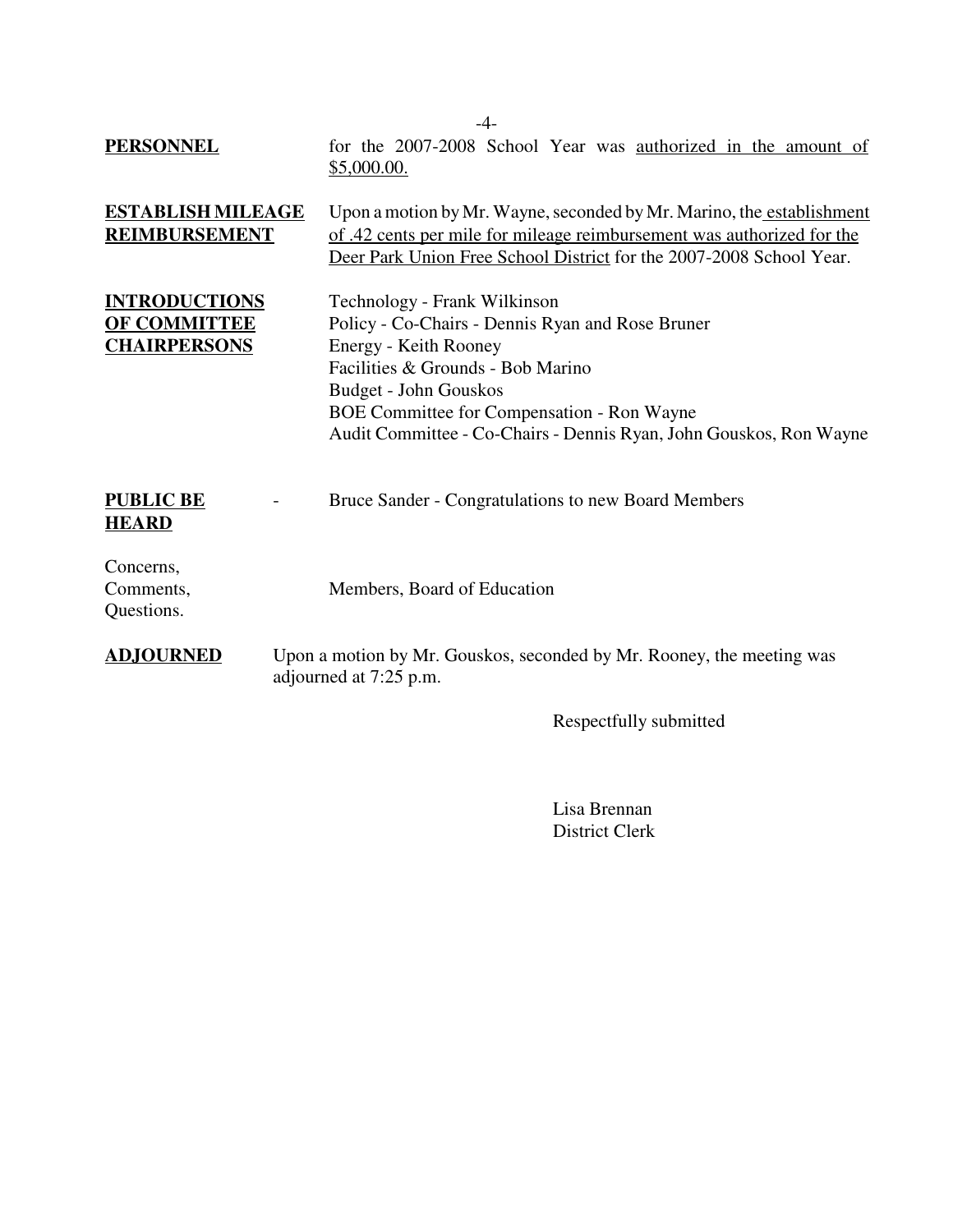**PERSONNEL** for the 2007-2008 School Year was authorized in the amount of $5,000.00.

**ESTABLISH MILEAGE REIMBURSEMENT** Upon a motion by Mr. Wayne, seconded by Mr. Marino, the establishment of .42 cents per mile for mileage reimbursement was authorized for the Deer Park Union Free School District for the 2007-2008 School Year.

**INTRODUCTIONS OF COMMITTEE CHAIRPERSONS**

Technology - Frank Wilkinson
Policy - Co-Chairs - Dennis Ryan and Rose Bruner
Energy - Keith Rooney
Facilities & Grounds - Bob Marino
Budget - John Gouskos
BOE Committee for Compensation - Ron Wayne
Audit Committee - Co-Chairs - Dennis Ryan, John Gouskos, Ron Wayne

**PUBLIC BE HEARD** - Bruce Sander - Congratulations to new Board Members

Concerns, Comments, Questions. Members, Board of Education

**ADJOURNED** Upon a motion by Mr. Gouskos, seconded by Mr. Rooney, the meeting was adjourned at 7:25 p.m.

Respectfully submitted

Lisa Brennan
District Clerk